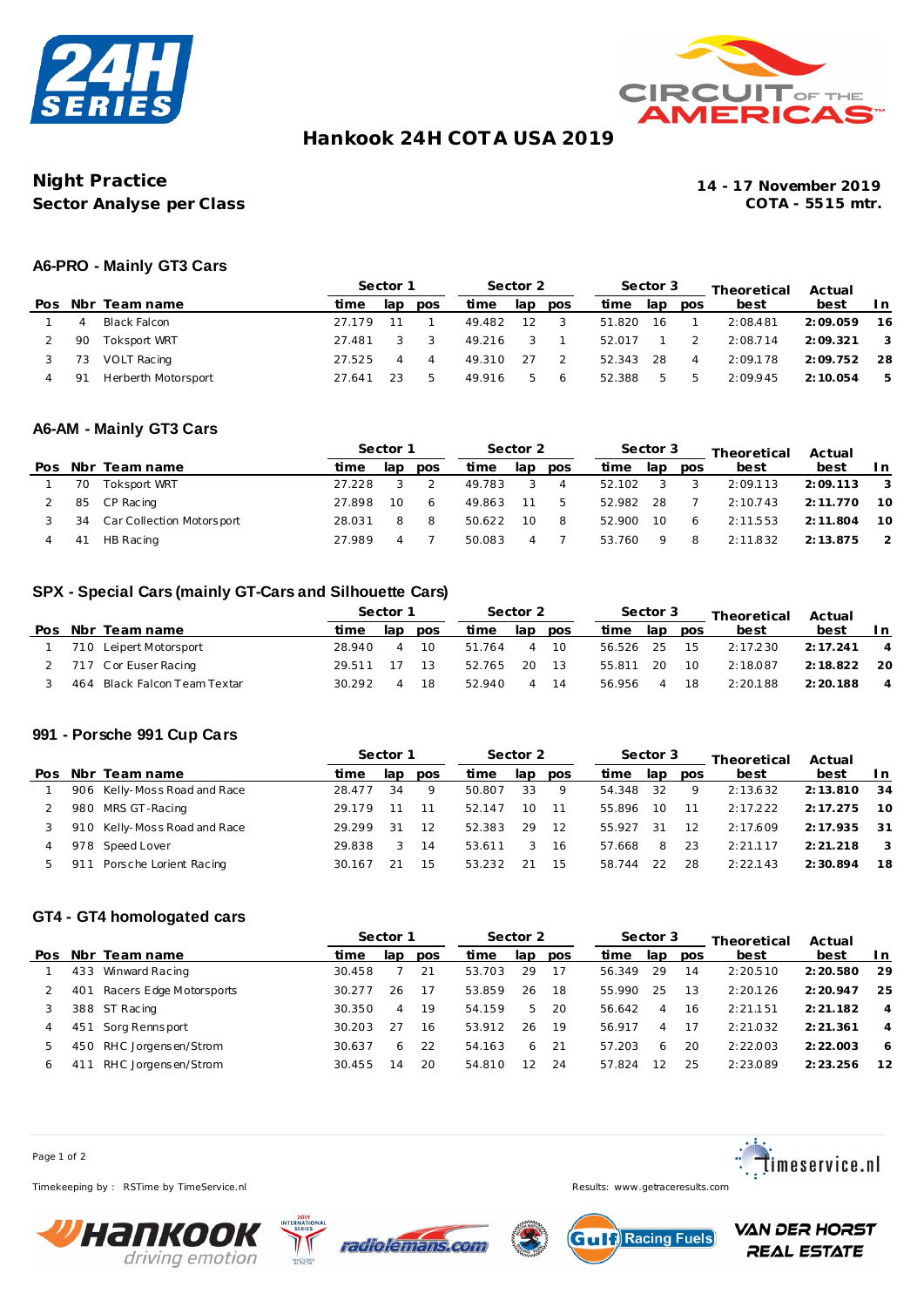# Hankook 24H COTA USA 2019

## Night Practice
## Sector Analyse per Class

**14 - 17 November 2019**
**COTA - 5515 mtr.**

### A6-PRO - Mainly GT3 Cars

| | | | Sector 1 | | | Sector 2 | | | Sector 3 | | | Theoretical | Actual | |
|---|---|---|---|---|---|---|---|---|---|---|---|---|---|---|
| **Pos** | **Nbr** | **Team name** | **time** | **lap** | **pos** | **time** | **lap** | **pos** | **time** | **lap** | **pos** | **best** | **best** | **In** |
| 1 | 4 | Black Falcon | 27.179 | 11 | 1 | 49.482 | 12 | 3 | 51.820 | 16 | 1 | 2:08.481 | **2:09.059** | **16** |
| 2 | 90 | Toksport WRT | 27.481 | 3 | 3 | 49.216 | 3 | 1 | 52.017 | 1 | 2 | 2:08.714 | **2:09.321** | **3** |
| 3 | 73 | VOLT Racing | 27.525 | 4 | 4 | 49.310 | 27 | 2 | 52.343 | 28 | 4 | 2:09.178 | **2:09.752** | **28** |
| 4 | 91 | Herberth Motorsport | 27.641 | 23 | 5 | 49.916 | 5 | 6 | 52.388 | 5 | 5 | 2:09.945 | **2:10.054** | **5** |

### A6-AM - Mainly GT3 Cars

| | | | Sector 1 | | | Sector 2 | | | Sector 3 | | | Theoretical | Actual | |
|---|---|---|---|---|---|---|---|---|---|---|---|---|---|---|
| **Pos** | **Nbr** | **Team name** | **time** | **lap** | **pos** | **time** | **lap** | **pos** | **time** | **lap** | **pos** | **best** | **best** | **In** |
| 1 | 70 | Toksport WRT | 27.228 | 3 | 2 | 49.783 | 3 | 4 | 52.102 | 3 | 3 | 2:09.113 | **2:09.113** | **3** |
| 2 | 85 | CP Racing | 27.898 | 10 | 6 | 49.863 | 11 | 5 | 52.982 | 28 | 7 | 2:10.743 | **2:11.770** | **10** |
| 3 | 34 | Car Collection Motorsport | 28.031 | 8 | 8 | 50.622 | 10 | 8 | 52.900 | 10 | 6 | 2:11.553 | **2:11.804** | **10** |
| 4 | 41 | HB Racing | 27.989 | 4 | 7 | 50.083 | 4 | 7 | 53.760 | 9 | 8 | 2:11.832 | **2:13.875** | **2** |

### SPX - Special Cars (mainly GT-Cars and Silhouette Cars)

| | | | Sector 1 | | | Sector 2 | | | Sector 3 | | | Theoretical | Actual | |
|---|---|---|---|---|---|---|---|---|---|---|---|---|---|---|
| **Pos** | **Nbr** | **Team name** | **time** | **lap** | **pos** | **time** | **lap** | **pos** | **time** | **lap** | **pos** | **best** | **best** | **In** |
| 1 | 710 | Leipert Motorsport | 28.940 | 4 | 10 | 51.764 | 4 | 10 | 56.526 | 25 | 15 | 2:17.230 | **2:17.241** | **4** |
| 2 | 717 | Cor Euser Racing | 29.511 | 17 | 13 | 52.765 | 20 | 13 | 55.811 | 20 | 10 | 2:18.087 | **2:18.822** | **20** |
| 3 | 464 | Black Falcon Team Textar | 30.292 | 4 | 18 | 52.940 | 4 | 14 | 56.956 | 4 | 18 | 2:20.188 | **2:20.188** | **4** |

### 991 - Porsche 991 Cup Cars

| | | | Sector 1 | | | Sector 2 | | | Sector 3 | | | Theoretical | Actual | |
|---|---|---|---|---|---|---|---|---|---|---|---|---|---|---|
| **Pos** | **Nbr** | **Team name** | **time** | **lap** | **pos** | **time** | **lap** | **pos** | **time** | **lap** | **pos** | **best** | **best** | **In** |
| 1 | 906 | Kelly-Moss Road and Race | 28.477 | 34 | 9 | 50.807 | 33 | 9 | 54.348 | 32 | 9 | 2:13.632 | **2:13.810** | **34** |
| 2 | 980 | MRS GT-Racing | 29.179 | 11 | 11 | 52.147 | 10 | 11 | 55.896 | 10 | 11 | 2:17.222 | **2:17.275** | **10** |
| 3 | 910 | Kelly-Moss Road and Race | 29.299 | 31 | 12 | 52.383 | 29 | 12 | 55.927 | 31 | 12 | 2:17.609 | **2:17.935** | **31** |
| 4 | 978 | Speed Lover | 29.838 | 3 | 14 | 53.611 | 3 | 16 | 57.668 | 8 | 23 | 2:21.117 | **2:21.218** | **3** |
| 5 | 911 | Porsche Lorient Racing | 30.167 | 21 | 15 | 53.232 | 21 | 15 | 58.744 | 22 | 28 | 2:22.143 | **2:30.894** | **18** |

### GT4 - GT4 homologated cars

| | | | Sector 1 | | | Sector 2 | | | Sector 3 | | | Theoretical | Actual | |
|---|---|---|---|---|---|---|---|---|---|---|---|---|---|---|
| **Pos** | **Nbr** | **Team name** | **time** | **lap** | **pos** | **time** | **lap** | **pos** | **time** | **lap** | **pos** | **best** | **best** | **In** |
| 1 | 433 | Winward Racing | 30.458 | 7 | 21 | 53.703 | 29 | 17 | 56.349 | 29 | 14 | 2:20.510 | **2:20.580** | **29** |
| 2 | 401 | Racers Edge Motorsports | 30.277 | 26 | 17 | 53.859 | 26 | 18 | 55.990 | 25 | 13 | 2:20.126 | **2:20.947** | **25** |
| 3 | 388 | ST Racing | 30.350 | 4 | 19 | 54.159 | 5 | 20 | 56.642 | 4 | 16 | 2:21.151 | **2:21.182** | **4** |
| 4 | 451 | Sorg Rennsport | 30.203 | 27 | 16 | 53.912 | 26 | 19 | 56.917 | 4 | 17 | 2:21.032 | **2:21.361** | **4** |
| 5 | 450 | RHC Jorgensen/Strom | 30.637 | 6 | 22 | 54.163 | 6 | 21 | 57.203 | 6 | 20 | 2:22.003 | **2:22.003** | **6** |
| 6 | 411 | RHC Jorgensen/Strom | 30.455 | 14 | 20 | 54.810 | 12 | 24 | 57.824 | 12 | 25 | 2:23.089 | **2:23.256** | **12** |

Timekeeping by : RSTime by TimeService.nl

Results: www.getraceresults.com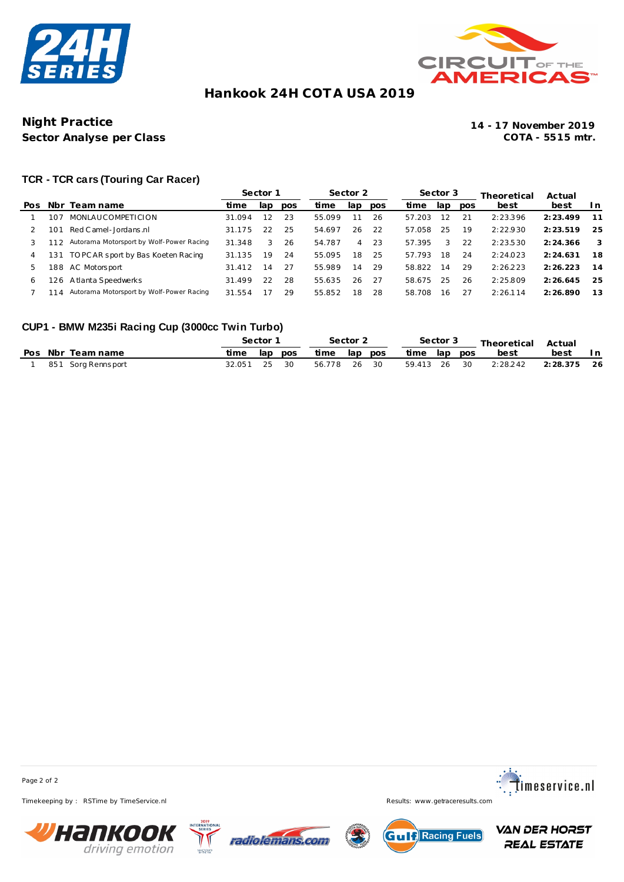# Hankook 24H COTA USA 2019

## Night Practice
### Sector Analyse per Class

**14 - 17 November 2019**
**COTA - 5515 mtr.**

### TCR - TCR cars (Touring Car Racer)

| | | | Sector 1 | | | Sector 2 | | | Sector 3 | | | Theoretical | Actual | |
|---|---|---|---|---|---|---|---|---|---|---|---|---|---|---|
| Pos | Nbr | Team name | time | lap | pos | time | lap | pos | time | lap | pos | best | best | In |
| 1 | 107 | MONLAU COMPETICION | 31.094 | 12 | 23 | 55.099 | 11 | 26 | 57.203 | 12 | 21 | 2:23.396 | **2:23.499** | **11** |
| 2 | 101 | Red Camel-Jordans.nl | 31.175 | 22 | 25 | 54.697 | 26 | 22 | 57.058 | 25 | 19 | 2:22.930 | **2:23.519** | **25** |
| 3 | 112 | Autorama Motorsport by Wolf-Power Racing | 31.348 | 3 | 26 | 54.787 | 4 | 23 | 57.395 | 3 | 22 | 2:23.530 | **2:24.366** | **3** |
| 4 | 131 | TOPCAR sport by Bas Koeten Racing | 31.135 | 19 | 24 | 55.095 | 18 | 25 | 57.793 | 18 | 24 | 2:24.023 | **2:24.631** | **18** |
| 5 | 188 | AC Motorsport | 31.412 | 14 | 27 | 55.989 | 14 | 29 | 58.822 | 14 | 29 | 2:26.223 | **2:26.223** | **14** |
| 6 | 126 | Atlanta Speedwerks | 31.499 | 22 | 28 | 55.635 | 26 | 27 | 58.675 | 25 | 26 | 2:25.809 | **2:26.645** | **25** |
| 7 | 114 | Autorama Motorsport by Wolf-Power Racing | 31.554 | 17 | 29 | 55.852 | 18 | 28 | 58.708 | 16 | 27 | 2:26.114 | **2:26.890** | **13** |

### CUP1 - BMW M235i Racing Cup (3000cc Twin Turbo)

| | | | Sector 1 | | | Sector 2 | | | Sector 3 | | | Theoretical | Actual | |
|---|---|---|---|---|---|---|---|---|---|---|---|---|---|---|
| Pos | Nbr | Team name | time | lap | pos | time | lap | pos | time | lap | pos | best | best | In |
| 1 | 851 | Sorg Rennsport | 32.051 | 25 | 30 | 56.778 | 26 | 30 | 59.413 | 26 | 30 | 2:28.242 | **2:28.375** | **26** |

Timekeeping by : RSTime by TimeService.nl

Results: www.getraceresults.com